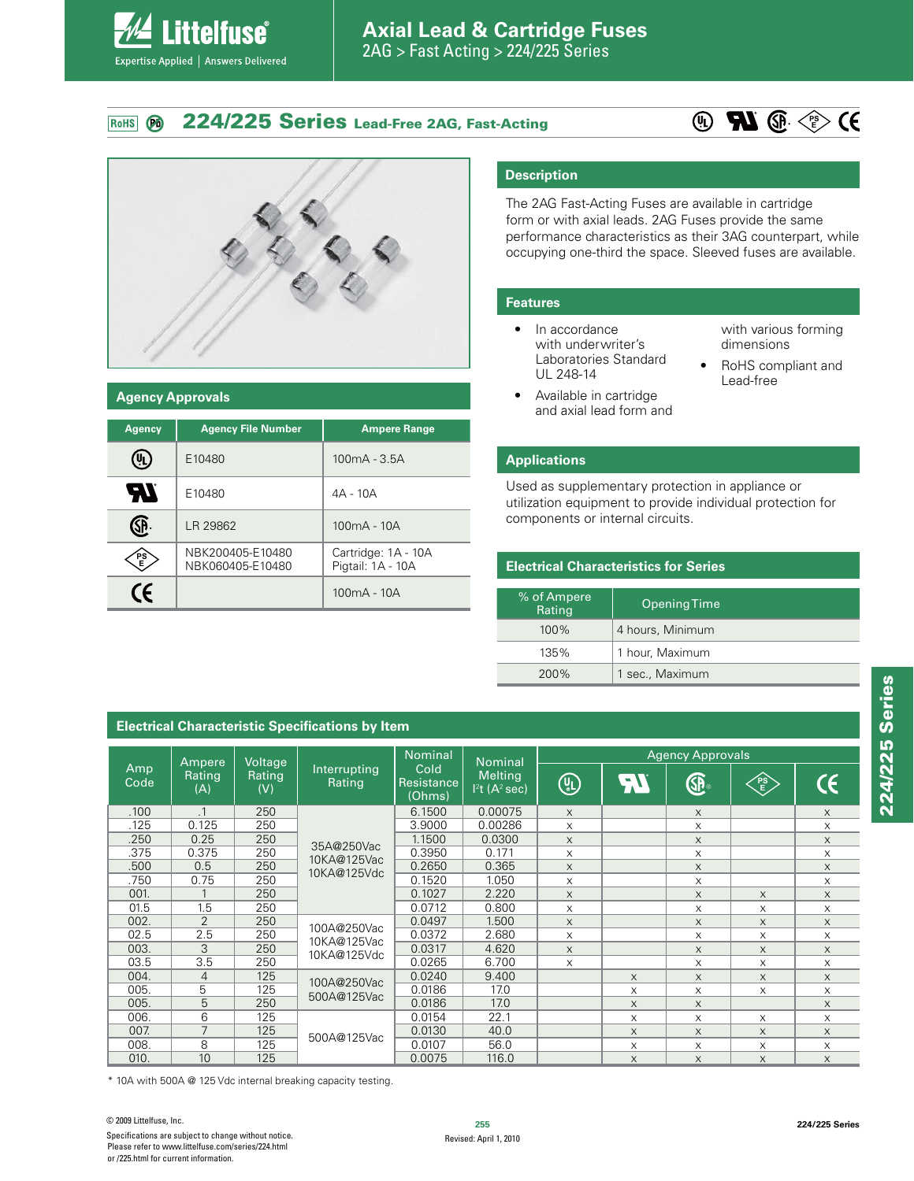# 224/225 Series Lead-Free 2AG, Fast-Acting

## Description

The 2AG Fast-Acting Fuses are available in cartridge form or with axial leads. 2AG Fuses provide the same performance characteristics as their 3AG counterpart, while occupying one-third the space. Sleeved fuses are available.

## Features

- In accordance with underwriter's Laboratories Standard UL 248-14
- Available in cartridge and axial lead form and with various forming dimensions
- RoHS compliant and Lead-free

## Applications

Used as supplementary protection in appliance or utilization equipment to provide individual protection for components or internal circuits.

## Agency Approvals

| Agency | Agency File Number | Ampere Range |
|---|---|---|
| UL | E10480 | 100mA - 3.5A |
| UR | E10480 | 4A - 10A |
| CSA | LR 29862 | 100mA - 10A |
| PSE | NBK200405-E10480<br>NBK060405-E10480 | Cartridge: 1A - 10A<br>Pigtail: 1A - 10A |
| CE | | 100mA - 10A |

## Electrical Characteristics for Series

| % of Ampere Rating | Opening Time |
|---|---|
| 100% | 4 hours, Minimum |
| 135% | 1 hour, Maximum |
| 200% | 1 sec., Maximum |

## Electrical Characteristic Specifications by Item

| Amp Code | Ampere Rating (A) | Voltage Rating (V) | Interrupting Rating | Nominal Cold Resistance (Ohms) | Nominal Melting I²t (A² sec) | Agency Approvals | | | | |
|---|---|---|---|---|---|---|---|---|---|---|
| | | | | | | UL | UR | CSA | PSE | CE |
| .100 | .1 | 250 | 35A@250Vac<br>10KA@125Vac<br>10KA@125Vdc | 6.1500 | 0.00075 | x | | x | | x |
| .125 | 0.125 | 250 | | 3.9000 | 0.00286 | x | | x | | x |
| .250 | 0.25 | 250 | | 1.1500 | 0.0300 | x | | x | | x |
| .375 | 0.375 | 250 | | 0.3950 | 0.171 | x | | x | | x |
| .500 | 0.5 | 250 | | 0.2650 | 0.365 | x | | x | | x |
| .750 | 0.75 | 250 | | 0.1520 | 1.050 | x | | x | | x |
| 001. | 1 | 250 | | 0.1027 | 2.220 | x | | x | x | x |
| 01.5 | 1.5 | 250 | | 0.0712 | 0.800 | x | | x | x | x |
| 002. | 2 | 250 | 100A@250Vac<br>10KA@125Vac<br>10KA@125Vdc | 0.0497 | 1.500 | x | | x | x | x |
| 02.5 | 2.5 | 250 | | 0.0372 | 2.680 | x | | x | x | x |
| 003. | 3 | 250 | | 0.0317 | 4.620 | x | | x | x | x |
| 03.5 | 3.5 | 250 | | 0.0265 | 6.700 | x | | x | x | x |
| 004. | 4 | 125 | 100A@250Vac<br>500A@125Vac | 0.0240 | 9.400 | | x | x | x | x |
| 005. | 5 | 125 | | 0.0186 | 17.0 | | x | x | x | x |
| 005. | 5 | 250 | | 0.0186 | 17.0 | | x | x | | x |
| 006. | 6 | 125 | 500A@125Vac | 0.0154 | 22.1 | | x | x | x | x |
| 007. | 7 | 125 | | 0.0130 | 40.0 | | x | x | x | x |
| 008. | 8 | 125 | | 0.0107 | 56.0 | | x | x | x | x |
| 010. | 10 | 125 | | 0.0075 | 116.0 | | x | x | x | x |

\* 10A with 500A @ 125 Vdc internal breaking capacity testing.

© 2009 Littelfuse, Inc.

Specifications are subject to change without notice.
Please refer to www.littelfuse.com/series/224.html or /225.html for current information.

Revised: April 1, 2010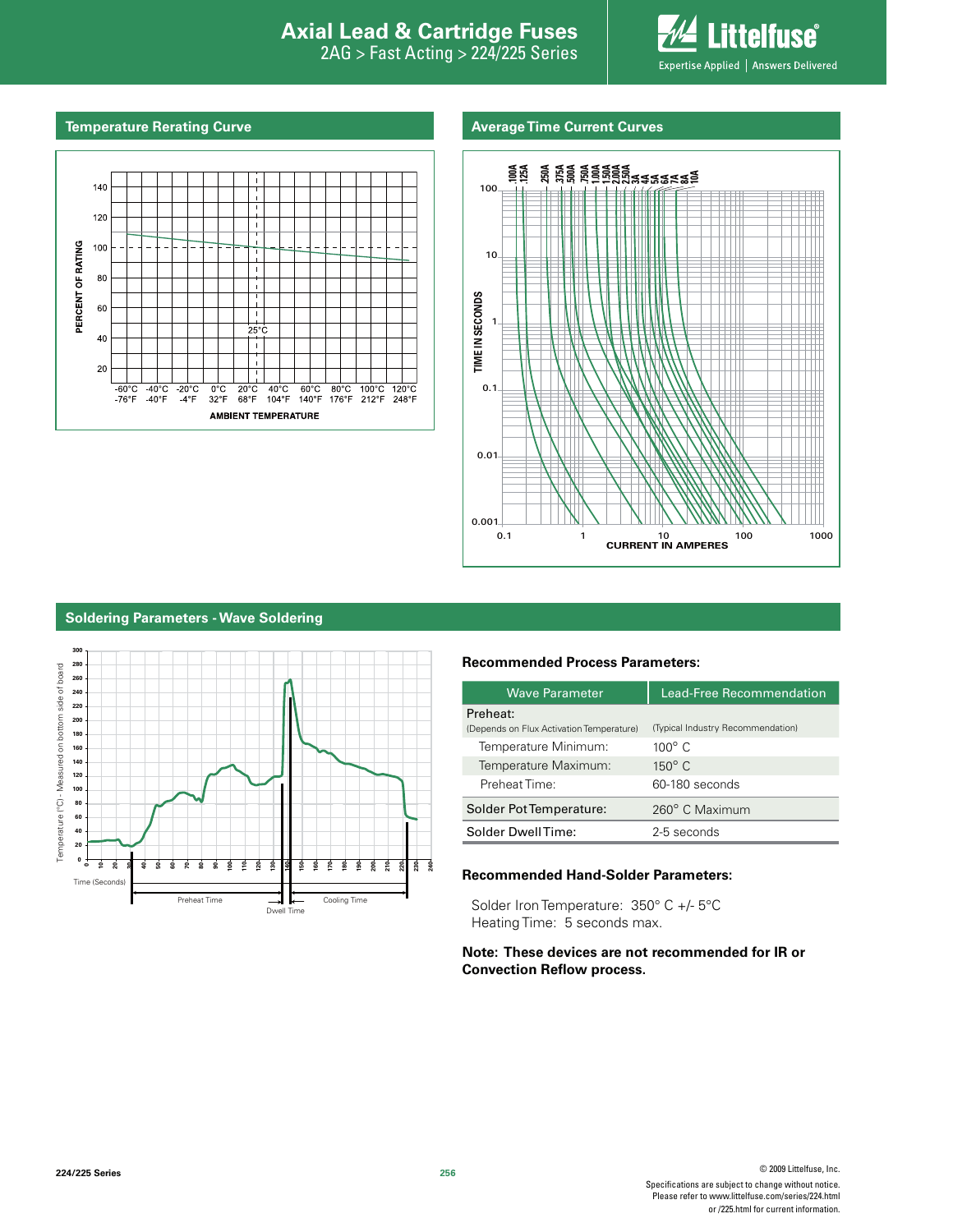## Temperature Rerating Curve

## Average Time Current Curves

## Soldering Parameters - Wave Soldering

### Recommended Process Parameters:

| Wave Parameter | Lead-Free Recommendation |
|---|---|
| Preheat:<br>(Depends on Flux Activation Temperature) | (Typical Industry Recommendation) |
| Temperature Minimum: | 100° C |
| Temperature Maximum: | 150° C |
| Preheat Time: | 60-180 seconds |
| Solder Pot Temperature: | 260° C Maximum |
| Solder Dwell Time: | 2-5 seconds |

### Recommended Hand-Solder Parameters:

Solder Iron Temperature: 350° C +/- 5°C
Heating Time: 5 seconds max.

**Note: These devices are not recommended for IR or Convection Reflow process.**

Specifications are subject to change without notice.
Please refer to www.littelfuse.com/series/224.html or /225.html for current information.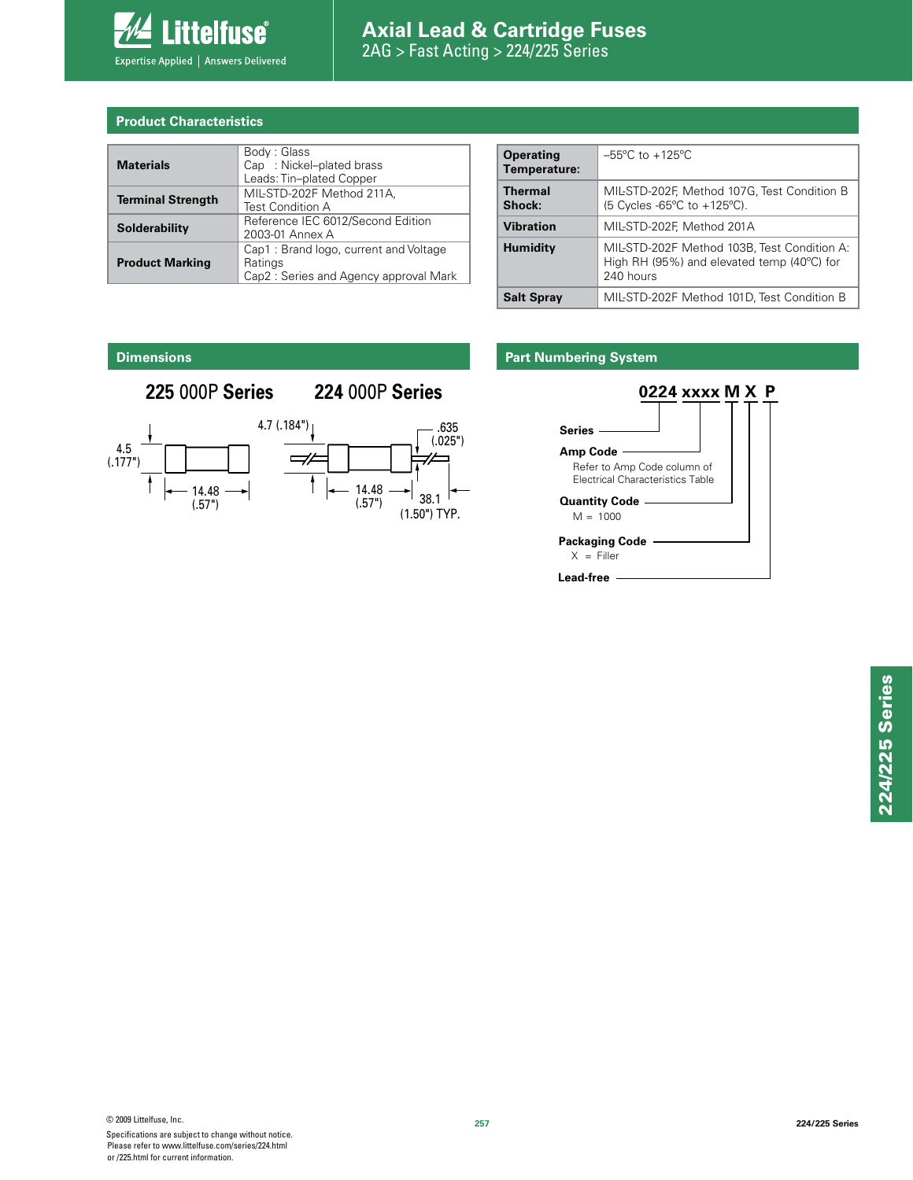# Axial Lead & Cartridge Fuses

2AG > Fast Acting > 224/225 Series

## Product Characteristics

| | |
|---|---|
| **Materials** | Body : Glass<br>Cap : Nickel–plated brass<br>Leads: Tin–plated Copper |
| **Terminal Strength** | MIL-STD-202F Method 211A, Test Condition A |
| **Solderability** | Reference IEC 6012/Second Edition 2003-01 Annex A |
| **Product Marking** | Cap1 : Brand logo, current and Voltage Ratings<br>Cap2 : Series and Agency approval Mark |

| | |
|---|---|
| **Operating Temperature:** | –55ºC to +125ºC |
| **Thermal Shock:** | MIL-STD-202F, Method 107G, Test Condition B (5 Cycles -65ºC to +125ºC). |
| **Vibration** | MIL-STD-202F, Method 201A |
| **Humidity** | MIL-STD-202F Method 103B, Test Condition A: High RH (95%) and elevated temp (40ºC) for 240 hours |
| **Salt Spray** | MIL-STD-202F Method 101D, Test Condition B |

## Dimensions

**225 000P Series**

4.5 (.177")

14.48 (.57")

**224 000P Series**

4.7 (.184")

.635 (.025")

14.48 (.57")

38.1 (1.50") TYP.

## Part Numbering System

**0224 xxxx M X P**

- **Series**
- **Amp Code**
  Refer to Amp Code column of Electrical Characteristics Table
- **Quantity Code**
  M = 1000
- **Packaging Code**
  X = Filler
- **Lead-free**

© 2009 Littelfuse, Inc.
Specifications are subject to change without notice.
Please refer to www.littelfuse.com/series/224.html or /225.html for current information.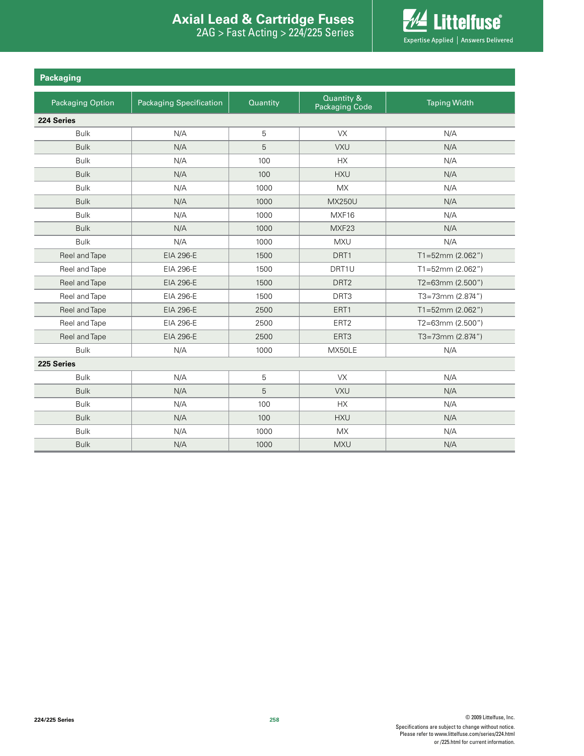## Packaging

| Packaging Option | Packaging Specification | Quantity | Quantity & Packaging Code | Taping Width |
|---|---|---|---|---|
| **224 Series** | | | | |
| Bulk | N/A | 5 | VX | N/A |
| Bulk | N/A | 5 | VXU | N/A |
| Bulk | N/A | 100 | HX | N/A |
| Bulk | N/A | 100 | HXU | N/A |
| Bulk | N/A | 1000 | MX | N/A |
| Bulk | N/A | 1000 | MX250U | N/A |
| Bulk | N/A | 1000 | MXF16 | N/A |
| Bulk | N/A | 1000 | MXF23 | N/A |
| Bulk | N/A | 1000 | MXU | N/A |
| Reel and Tape | EIA 296-E | 1500 | DRT1 | T1=52mm (2.062") |
| Reel and Tape | EIA 296-E | 1500 | DRT1U | T1=52mm (2.062") |
| Reel and Tape | EIA 296-E | 1500 | DRT2 | T2=63mm (2.500") |
| Reel and Tape | EIA 296-E | 1500 | DRT3 | T3=73mm (2.874") |
| Reel and Tape | EIA 296-E | 2500 | ERT1 | T1=52mm (2.062") |
| Reel and Tape | EIA 296-E | 2500 | ERT2 | T2=63mm (2.500") |
| Reel and Tape | EIA 296-E | 2500 | ERT3 | T3=73mm (2.874") |
| Bulk | N/A | 1000 | MX50LE | N/A |
| **225 Series** | | | | |
| Bulk | N/A | 5 | VX | N/A |
| Bulk | N/A | 5 | VXU | N/A |
| Bulk | N/A | 100 | HX | N/A |
| Bulk | N/A | 100 | HXU | N/A |
| Bulk | N/A | 1000 | MX | N/A |
| Bulk | N/A | 1000 | MXU | N/A |